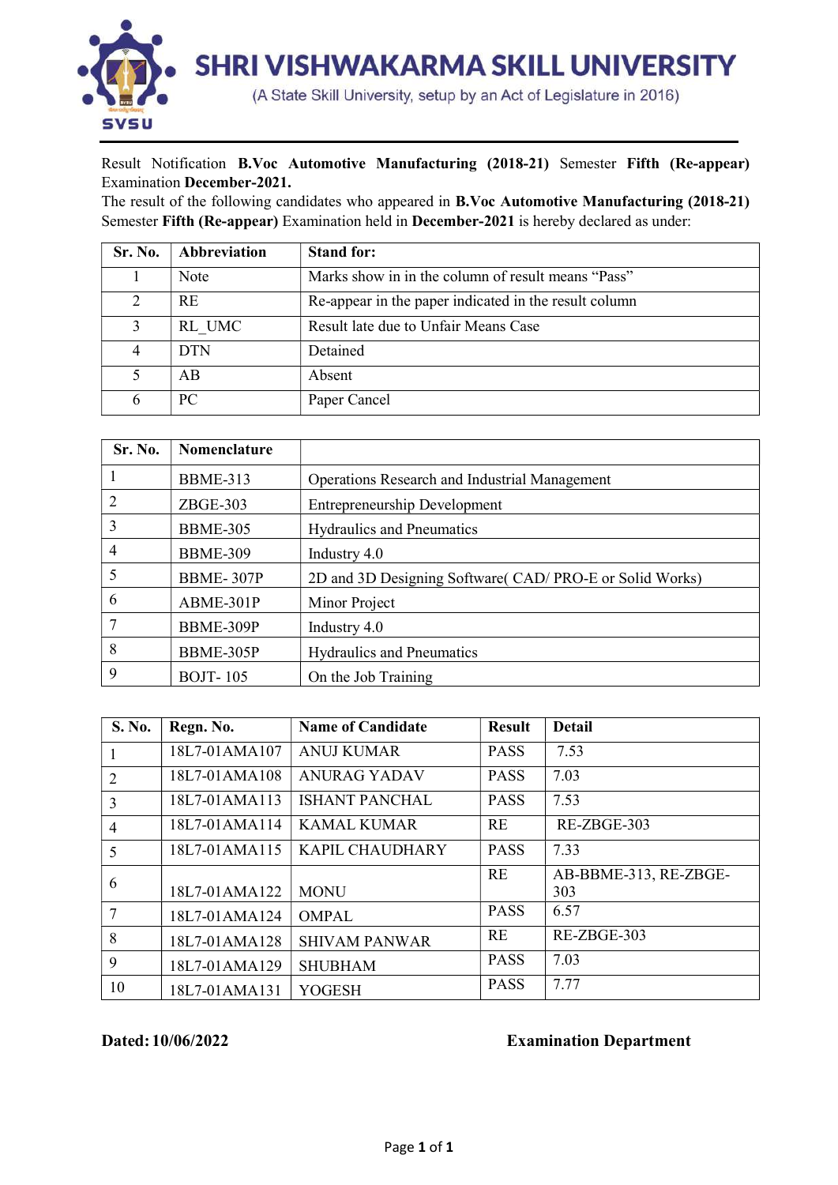# SHRI VISHWAKARMA SKILL UNIVERSITY

(A State Skill University, setup by an Act of Legislature in 2016)

Result Notification **B.Voc Automotive Manufacturing (2018-21)** Semester **Fifth (Re-appear)** Examination **December-2021.**

The result of the following candidates who appeared in **B.Voc Automotive Manufacturing (2018-21)** Semester **Fifth (Re-appear)** Examination held in **December-2021** is hereby declared as under:

| Sr. No. | Abbreviation | Stand for: |
|---|---|---|
| 1 | Note | Marks show in in the column of result means "Pass" |
| 2 | RE | Re-appear in the paper indicated in the result column |
| 3 | RL_UMC | Result late due to Unfair Means Case |
| 4 | DTN | Detained |
| 5 | AB | Absent |
| 6 | PC | Paper Cancel |

| Sr. No. | Nomenclature | |
|---|---|---|
| 1 | BBME-313 | Operations Research and Industrial Management |
| 2 | ZBGE-303 | Entrepreneurship Development |
| 3 | BBME-305 | Hydraulics and Pneumatics |
| 4 | BBME-309 | Industry 4.0 |
| 5 | BBME- 307P | 2D and 3D Designing Software( CAD/ PRO-E or Solid Works) |
| 6 | ABME-301P | Minor Project |
| 7 | BBME-309P | Industry 4.0 |
| 8 | BBME-305P | Hydraulics and Pneumatics |
| 9 | BOJT- 105 | On the Job Training |

| S. No. | Regn. No. | Name of Candidate | Result | Detail |
|---|---|---|---|---|
| 1 | 18L7-01AMA107 | ANUJ KUMAR | PASS | 7.53 |
| 2 | 18L7-01AMA108 | ANURAG YADAV | PASS | 7.03 |
| 3 | 18L7-01AMA113 | ISHANT PANCHAL | PASS | 7.53 |
| 4 | 18L7-01AMA114 | KAMAL KUMAR | RE | RE-ZBGE-303 |
| 5 | 18L7-01AMA115 | KAPIL CHAUDHARY | PASS | 7.33 |
| 6 | 18L7-01AMA122 | MONU | RE | AB-BBME-313, RE-ZBGE-303 |
| 7 | 18L7-01AMA124 | OMPAL | PASS | 6.57 |
| 8 | 18L7-01AMA128 | SHIVAM PANWAR | RE | RE-ZBGE-303 |
| 9 | 18L7-01AMA129 | SHUBHAM | PASS | 7.03 |
| 10 | 18L7-01AMA131 | YOGESH | PASS | 7.77 |

**Dated: 10/06/2022** **Examination Department**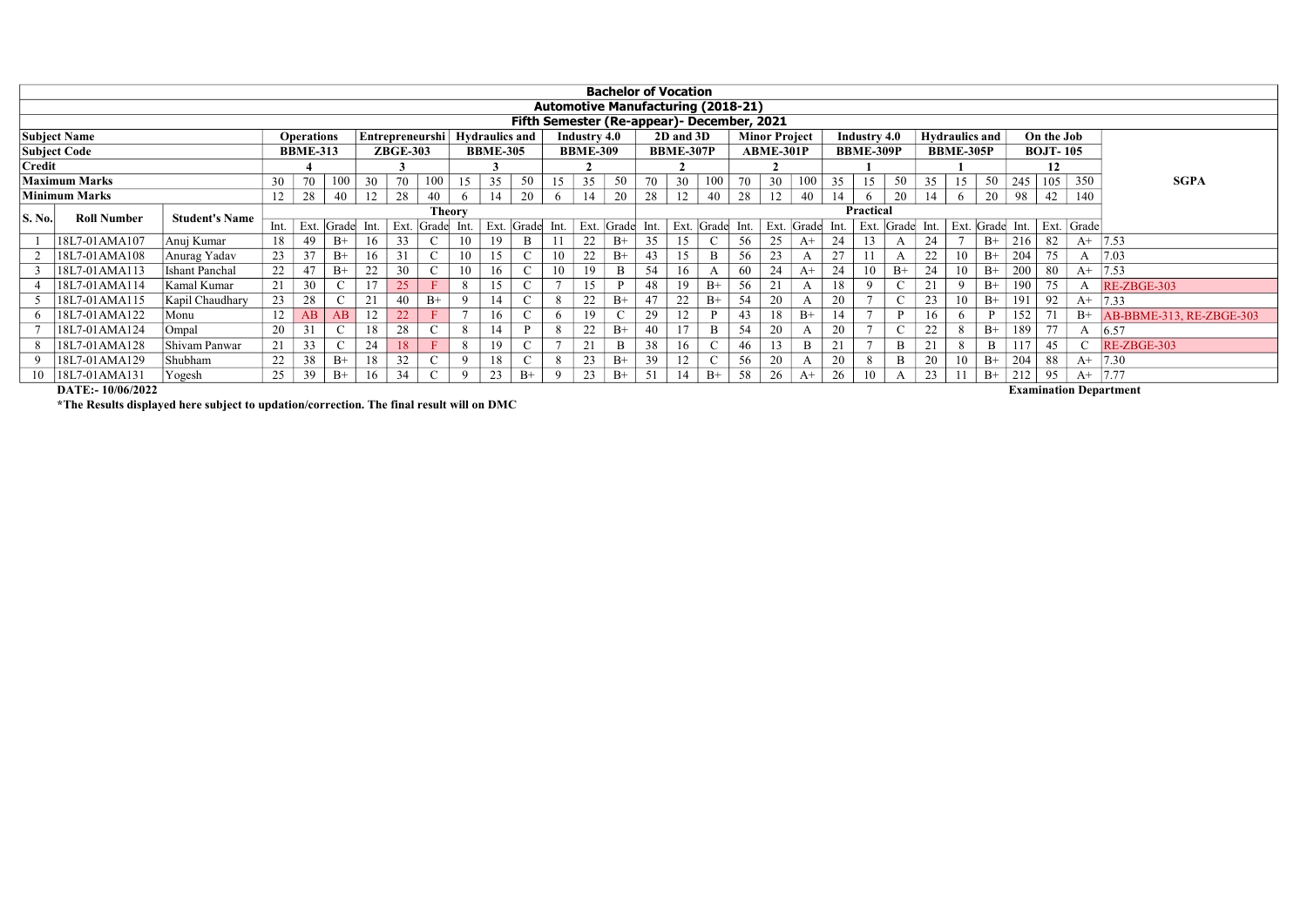# Bachelor of Vocation

## Automotive Manufacturing (2018-21)

### Fifth Semester (Re-appear)- December, 2021

| | | | | | | | | | | | | | | | | | | | | | | | | | | | | | | | | |
|---|---|---|---|---|---|---|---|---|---|---|---|---|---|---|---|---|---|---|---|---|---|---|---|---|---|---|---|---|---|---|---|---|
| **Subject Name** | | | **Operations** | | | **Entrepreneurshi** | | | **Hydraulics and** | | | **Industry 4.0** | | | **2D and 3D** | | | **Minor Project** | | | **Industry 4.0** | | | **Hydraulics and** | | | **On the Job** | | | |
| **Subject Code** | | | **BBME-313** | | | **ZBGE-303** | | | **BBME-305** | | | **BBME-309** | | | **BBME-307P** | | | **ABME-301P** | | | **BBME-309P** | | | **BBME-305P** | | | **BOJT- 105** | | | |
| **Credit** | | | **4** | | | **3** | | | **3** | | | **2** | | | **2** | | | **2** | | | **1** | | | **1** | | | **12** | | | |
| **Maximum Marks** | | | 30 | 70 | 100 | 30 | 70 | 100 | 15 | 35 | 50 | 15 | 35 | 50 | 70 | 30 | 100 | 70 | 30 | 100 | 35 | 15 | 50 | 35 | 15 | 50 | 245 | 105 | 350 | **SGPA** |
| **Minimum Marks** | | | 12 | 28 | 40 | 12 | 28 | 40 | 6 | 14 | 20 | 6 | 14 | 20 | 28 | 12 | 40 | 28 | 12 | 40 | 14 | 6 | 20 | 14 | 6 | 20 | 98 | 42 | 140 | |
| **S. No.** | **Roll Number** | **Student's Name** | **Theory** | | | | | | | | | | | | **Practical** | | | | | | | | | | | | | | | |
| | | | Int. | Ext. | Grade | Int. | Ext. | Grade | Int. | Ext. | Grade | Int. | Ext. | Grade | Int. | Ext. | Grade | Int. | Ext. | Grade | Int. | Ext. | Grade | Int. | Ext. | Grade | Int. | Ext. | Grade | |
| 1 | 18L7-01AMA107 | Anuj Kumar | 18 | 49 | B+ | 16 | 33 | C | 10 | 19 | B | 11 | 22 | B+ | 35 | 15 | C | 56 | 25 | A+ | 24 | 13 | A | 24 | 7 | B+ | 216 | 82 | A+ | 7.53 |
| 2 | 18L7-01AMA108 | Anurag Yadav | 23 | 37 | B+ | 16 | 31 | C | 10 | 15 | C | 10 | 22 | B+ | 43 | 15 | B | 56 | 23 | A | 27 | 11 | A | 22 | 10 | B+ | 204 | 75 | A | 7.03 |
| 3 | 18L7-01AMA113 | Ishant Panchal | 22 | 47 | B+ | 22 | 30 | C | 10 | 16 | C | 10 | 19 | B | 54 | 16 | A | 60 | 24 | A+ | 24 | 10 | B+ | 24 | 10 | B+ | 200 | 80 | A+ | 7.53 |
| 4 | 18L7-01AMA114 | Kamal Kumar | 21 | 30 | C | 17 | 25 | F | 8 | 15 | C | 7 | 15 | P | 48 | 19 | B+ | 56 | 21 | A | 18 | 9 | C | 21 | 9 | B+ | 190 | 75 | A | RE-ZBGE-303 |
| 5 | 18L7-01AMA115 | Kapil Chaudhary | 23 | 28 | C | 21 | 40 | B+ | 9 | 14 | C | 8 | 22 | B+ | 47 | 22 | B+ | 54 | 20 | A | 20 | 7 | C | 23 | 10 | B+ | 191 | 92 | A+ | 7.33 |
| 6 | 18L7-01AMA122 | Monu | 12 | AB | AB | 12 | 22 | F | 7 | 16 | C | 6 | 19 | C | 29 | 12 | P | 43 | 18 | B+ | 14 | 7 | P | 16 | 6 | P | 152 | 71 | B+ | AB-BBME-313, RE-ZBGE-303 |
| 7 | 18L7-01AMA124 | Ompal | 20 | 31 | C | 18 | 28 | C | 8 | 14 | P | 8 | 22 | B+ | 40 | 17 | B | 54 | 20 | A | 20 | 7 | C | 22 | 8 | B+ | 189 | 77 | A | 6.57 |
| 8 | 18L7-01AMA128 | Shivam Panwar | 21 | 33 | C | 24 | 18 | F | 8 | 19 | C | 7 | 21 | B | 38 | 16 | C | 46 | 13 | B | 21 | 7 | B | 21 | 8 | B | 117 | 45 | C | RE-ZBGE-303 |
| 9 | 18L7-01AMA129 | Shubham | 22 | 38 | B+ | 18 | 32 | C | 9 | 18 | C | 8 | 23 | B+ | 39 | 12 | C | 56 | 20 | A | 20 | 8 | B | 20 | 10 | B+ | 204 | 88 | A+ | 7.30 |
| 10 | 18L7-01AMA131 | Yogesh | 25 | 39 | B+ | 16 | 34 | C | 9 | 23 | B+ | 9 | 23 | B+ | 51 | 14 | B+ | 58 | 26 | A+ | 26 | 10 | A | 23 | 11 | B+ | 212 | 95 | A+ | 7.77 |

**DATE:- 10/06/2022**

**Examination Department**

**\*The Results displayed here subject to updation/correction. The final result will on DMC**